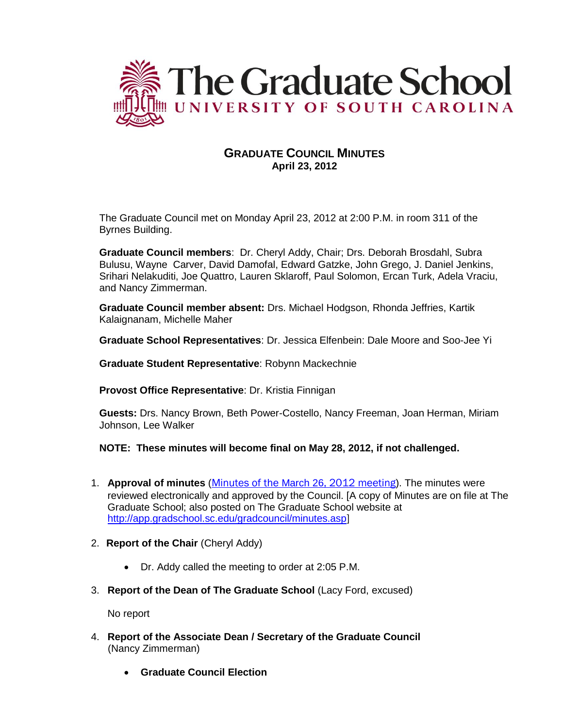# The Graduate School
## UNIVERSITY OF SOUTH CAROLINA

## GRADUATE COUNCIL MINUTES
**April 23, 2012**

The Graduate Council met on Monday April 23, 2012 at 2:00 P.M. in room 311 of the Byrnes Building.

**Graduate Council members**: Dr. Cheryl Addy, Chair; Drs. Deborah Brosdahl, Subra Bulusu, Wayne Carver, David Damofal, Edward Gatzke, John Grego, J. Daniel Jenkins, Srihari Nelakuditi, Joe Quattro, Lauren Sklaroff, Paul Solomon, Ercan Turk, Adela Vraciu, and Nancy Zimmerman.

**Graduate Council member absent:** Drs. Michael Hodgson, Rhonda Jeffries, Kartik Kalaignanam, Michelle Maher

**Graduate School Representatives**: Dr. Jessica Elfenbein: Dale Moore and Soo-Jee Yi

**Graduate Student Representative**: Robynn Mackechnie

**Provost Office Representative**: Dr. Kristia Finnigan

**Guests:** Drs. Nancy Brown, Beth Power-Costello, Nancy Freeman, Joan Herman, Miriam Johnson, Lee Walker

**NOTE: These minutes will become final on May 28, 2012, if not challenged.**

1. **Approval of minutes** (Minutes of the March 26, 2012 meeting). The minutes were reviewed electronically and approved by the Council. [A copy of Minutes are on file at The Graduate School; also posted on The Graduate School website at http://app.gradschool.sc.edu/gradcouncil/minutes.asp]

2. **Report of the Chair** (Cheryl Addy)

   - Dr. Addy called the meeting to order at 2:05 P.M.

3. **Report of the Dean of The Graduate School** (Lacy Ford, excused)

   No report

4. **Report of the Associate Dean / Secretary of the Graduate Council** (Nancy Zimmerman)

   - **Graduate Council Election**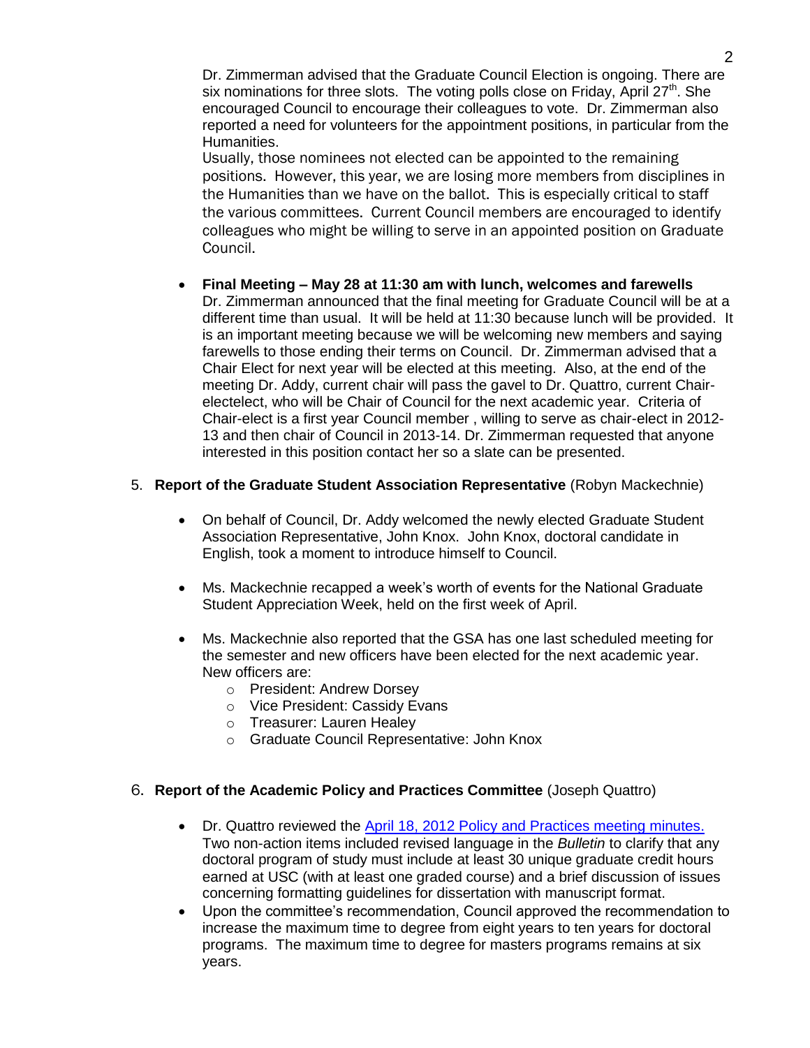Dr. Zimmerman advised that the Graduate Council Election is ongoing. There are six nominations for three slots. The voting polls close on Friday, April 27th. She encouraged Council to encourage their colleagues to vote. Dr. Zimmerman also reported a need for volunteers for the appointment positions, in particular from the Humanities.

Usually, those nominees not elected can be appointed to the remaining positions. However, this year, we are losing more members from disciplines in the Humanities than we have on the ballot. This is especially critical to staff the various committees. Current Council members are encouraged to identify colleagues who might be willing to serve in an appointed position on Graduate Council.

- **Final Meeting – May 28 at 11:30 am with lunch, welcomes and farewells**
  Dr. Zimmerman announced that the final meeting for Graduate Council will be at a different time than usual. It will be held at 11:30 because lunch will be provided. It is an important meeting because we will be welcoming new members and saying farewells to those ending their terms on Council. Dr. Zimmerman advised that a Chair Elect for next year will be elected at this meeting. Also, at the end of the meeting Dr. Addy, current chair will pass the gavel to Dr. Quattro, current Chair-electelect, who will be Chair of Council for the next academic year. Criteria of Chair-elect is a first year Council member , willing to serve as chair-elect in 2012-13 and then chair of Council in 2013-14. Dr. Zimmerman requested that anyone interested in this position contact her so a slate can be presented.

5. **Report of the Graduate Student Association Representative** (Robyn Mackechnie)

   - On behalf of Council, Dr. Addy welcomed the newly elected Graduate Student Association Representative, John Knox. John Knox, doctoral candidate in English, took a moment to introduce himself to Council.

   - Ms. Mackechnie recapped a week's worth of events for the National Graduate Student Appreciation Week, held on the first week of April.

   - Ms. Mackechnie also reported that the GSA has one last scheduled meeting for the semester and new officers have been elected for the next academic year. New officers are:
     - President: Andrew Dorsey
     - Vice President: Cassidy Evans
     - Treasurer: Lauren Healey
     - Graduate Council Representative: John Knox

6. **Report of the Academic Policy and Practices Committee** (Joseph Quattro)

   - Dr. Quattro reviewed the April 18, 2012 Policy and Practices meeting minutes. Two non-action items included revised language in the *Bulletin* to clarify that any doctoral program of study must include at least 30 unique graduate credit hours earned at USC (with at least one graded course) and a brief discussion of issues concerning formatting guidelines for dissertation with manuscript format.
   - Upon the committee's recommendation, Council approved the recommendation to increase the maximum time to degree from eight years to ten years for doctoral programs. The maximum time to degree for masters programs remains at six years.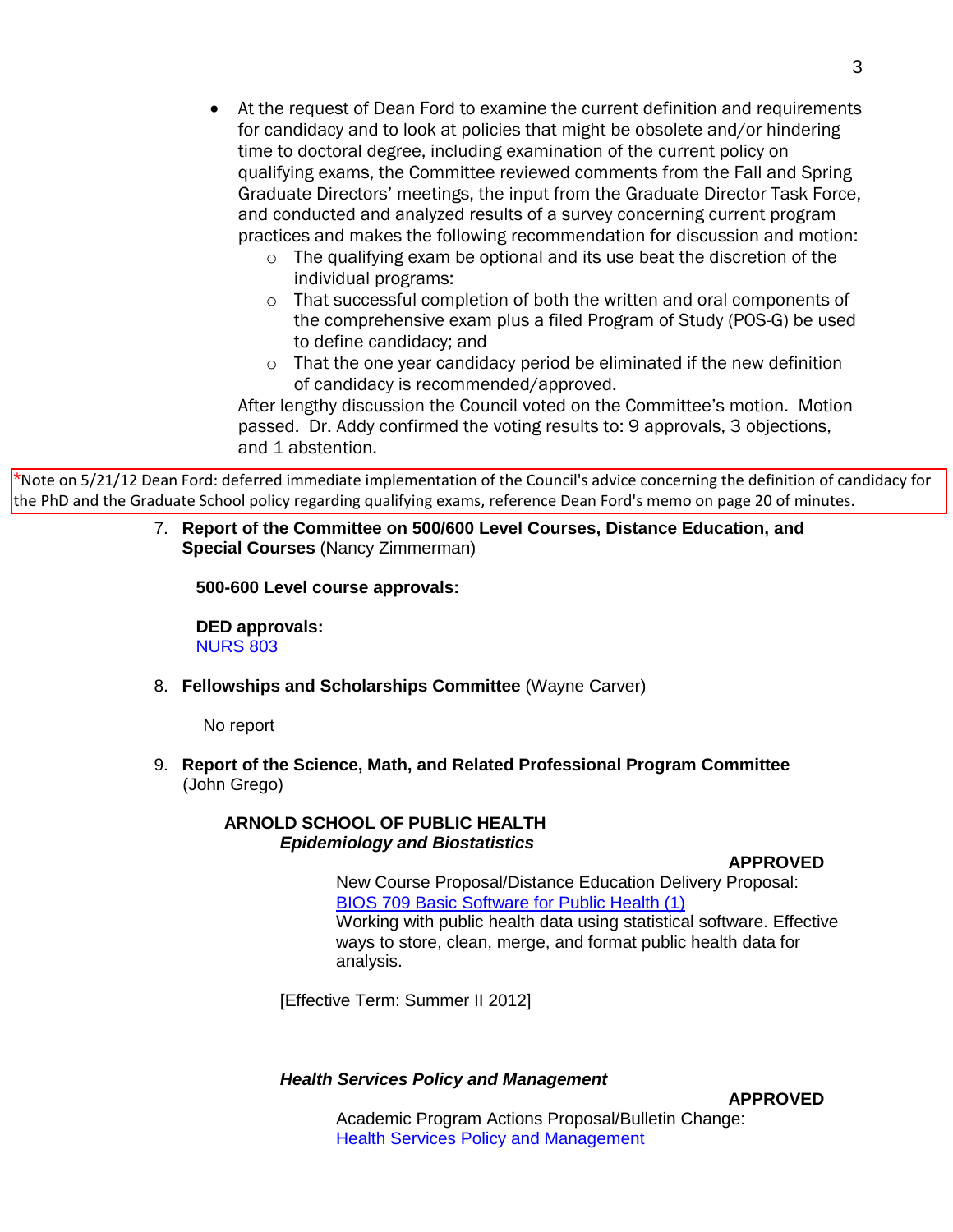- At the request of Dean Ford to examine the current definition and requirements for candidacy and to look at policies that might be obsolete and/or hindering time to doctoral degree, including examination of the current policy on qualifying exams, the Committee reviewed comments from the Fall and Spring Graduate Directors' meetings, the input from the Graduate Director Task Force, and conducted and analyzed results of a survey concerning current program practices and makes the following recommendation for discussion and motion:
  - The qualifying exam be optional and its use beat the discretion of the individual programs:
  - That successful completion of both the written and oral components of the comprehensive exam plus a filed Program of Study (POS-G) be used to define candidacy; and
  - That the one year candidacy period be eliminated if the new definition of candidacy is recommended/approved.

  After lengthy discussion the Council voted on the Committee's motion. Motion passed. Dr. Addy confirmed the voting results to: 9 approvals, 3 objections, and 1 abstention.

*Note on 5/21/12 Dean Ford: deferred immediate implementation of the Council's advice concerning the definition of candidacy for the PhD and the Graduate School policy regarding qualifying exams, reference Dean Ford's memo on page 20 of minutes.

7. **Report of the Committee on 500/600 Level Courses, Distance Education, and Special Courses** (Nancy Zimmerman)

   **500-600 Level course approvals:**

   **DED approvals:**
   NURS 803

8. **Fellowships and Scholarships Committee** (Wayne Carver)

   No report

9. **Report of the Science, Math, and Related Professional Program Committee** (John Grego)

**ARNOLD SCHOOL OF PUBLIC HEALTH**

***Epidemiology and Biostatistics***

**APPROVED**

New Course Proposal/Distance Education Delivery Proposal:
BIOS 709 Basic Software for Public Health (1)
Working with public health data using statistical software. Effective ways to store, clean, merge, and format public health data for analysis.

[Effective Term: Summer II 2012]

***Health Services Policy and Management***

**APPROVED**

Academic Program Actions Proposal/Bulletin Change:
Health Services Policy and Management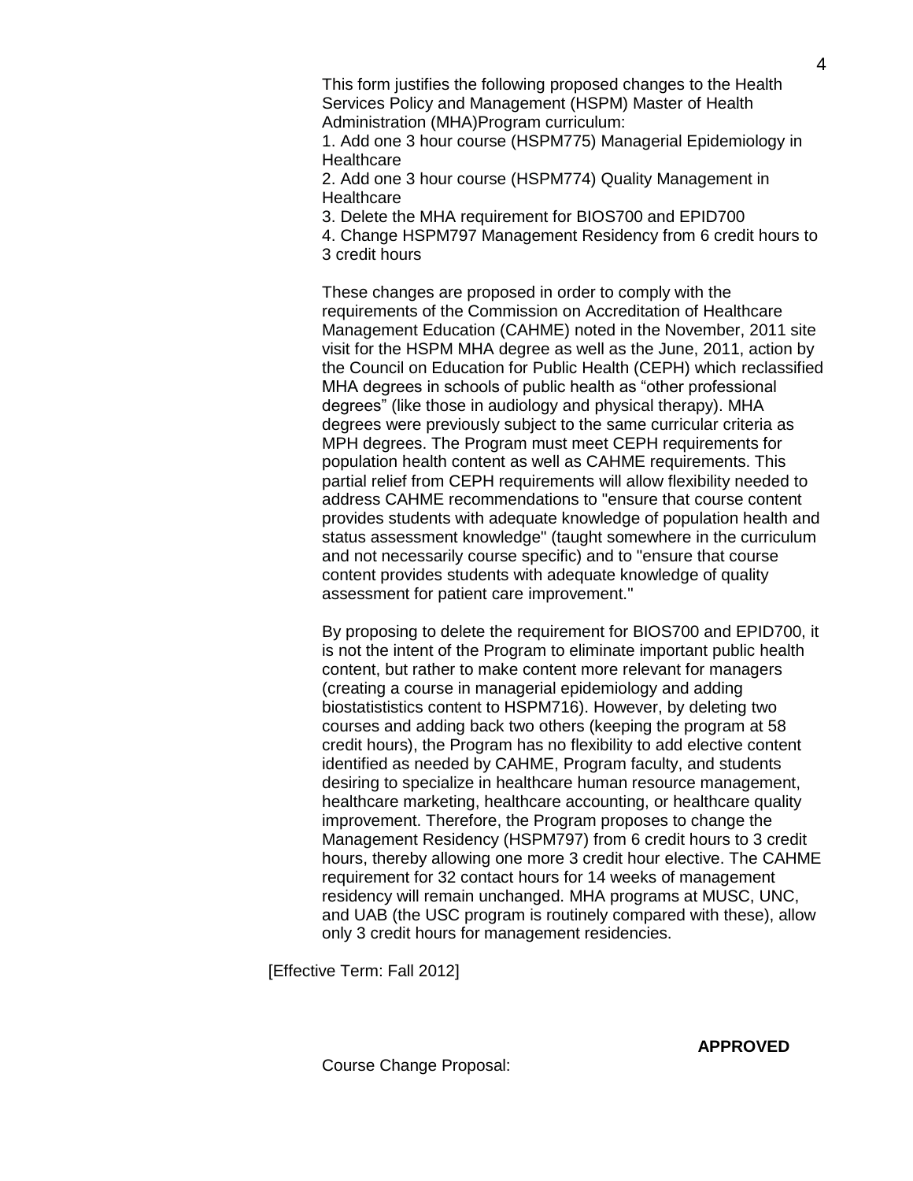This form justifies the following proposed changes to the Health Services Policy and Management (HSPM) Master of Health Administration (MHA)Program curriculum:

1. Add one 3 hour course (HSPM775) Managerial Epidemiology in Healthcare
2. Add one 3 hour course (HSPM774) Quality Management in Healthcare
3. Delete the MHA requirement for BIOS700 and EPID700
4. Change HSPM797 Management Residency from 6 credit hours to 3 credit hours

These changes are proposed in order to comply with the requirements of the Commission on Accreditation of Healthcare Management Education (CAHME) noted in the November, 2011 site visit for the HSPM MHA degree as well as the June, 2011, action by the Council on Education for Public Health (CEPH) which reclassified MHA degrees in schools of public health as "other professional degrees" (like those in audiology and physical therapy). MHA degrees were previously subject to the same curricular criteria as MPH degrees. The Program must meet CEPH requirements for population health content as well as CAHME requirements. This partial relief from CEPH requirements will allow flexibility needed to address CAHME recommendations to "ensure that course content provides students with adequate knowledge of population health and status assessment knowledge" (taught somewhere in the curriculum and not necessarily course specific) and to "ensure that course content provides students with adequate knowledge of quality assessment for patient care improvement."

By proposing to delete the requirement for BIOS700 and EPID700, it is not the intent of the Program to eliminate important public health content, but rather to make content more relevant for managers (creating a course in managerial epidemiology and adding biostatististics content to HSPM716). However, by deleting two courses and adding back two others (keeping the program at 58 credit hours), the Program has no flexibility to add elective content identified as needed by CAHME, Program faculty, and students desiring to specialize in healthcare human resource management, healthcare marketing, healthcare accounting, or healthcare quality improvement. Therefore, the Program proposes to change the Management Residency (HSPM797) from 6 credit hours to 3 credit hours, thereby allowing one more 3 credit hour elective. The CAHME requirement for 32 contact hours for 14 weeks of management residency will remain unchanged. MHA programs at MUSC, UNC, and UAB (the USC program is routinely compared with these), allow only 3 credit hours for management residencies.

[Effective Term: Fall 2012]

**APPROVED**

Course Change Proposal: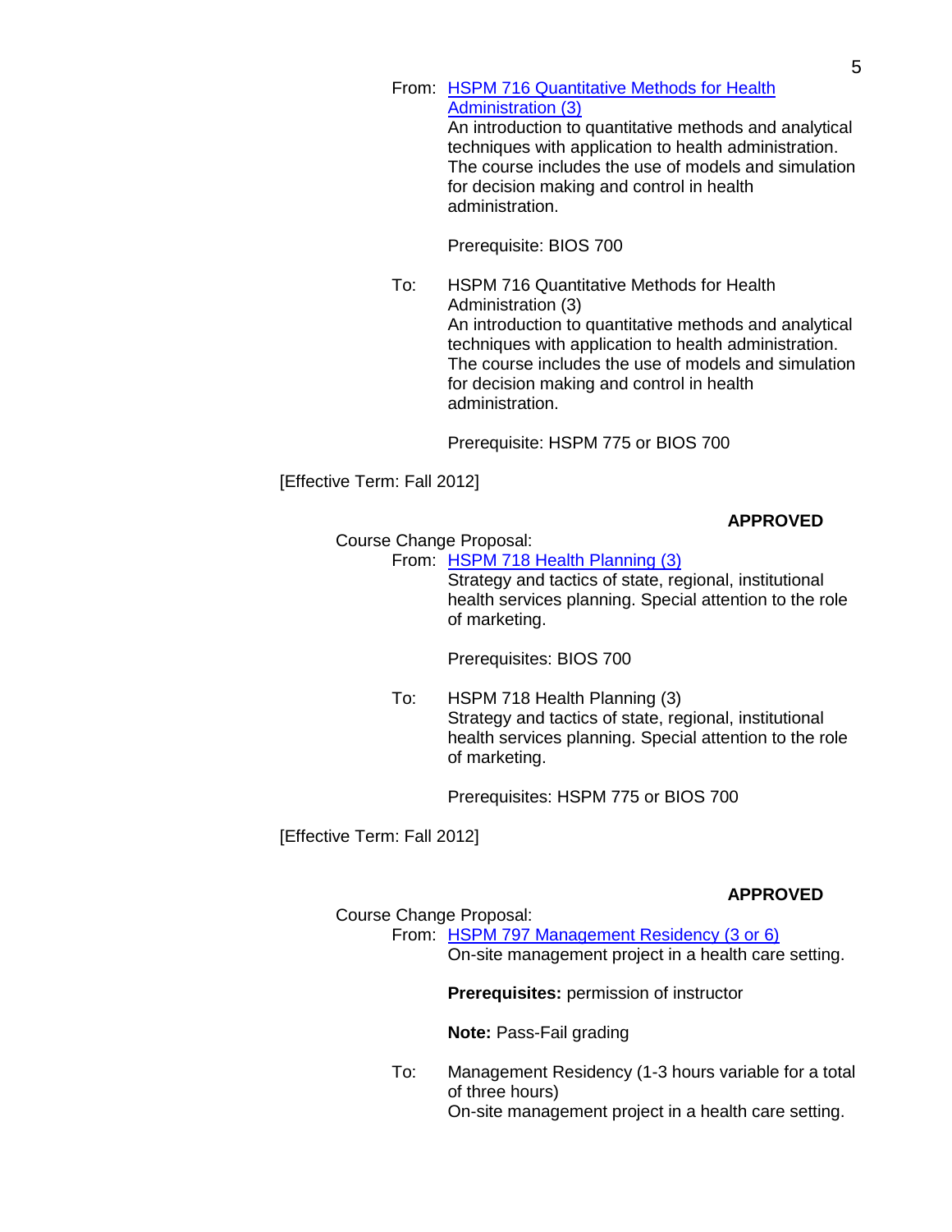From: HSPM 716 Quantitative Methods for Health Administration (3)
An introduction to quantitative methods and analytical techniques with application to health administration. The course includes the use of models and simulation for decision making and control in health administration.

Prerequisite: BIOS 700

To: HSPM 716 Quantitative Methods for Health Administration (3)
An introduction to quantitative methods and analytical techniques with application to health administration. The course includes the use of models and simulation for decision making and control in health administration.

Prerequisite: HSPM 775 or BIOS 700

[Effective Term: Fall 2012]

**APPROVED**

Course Change Proposal:

From: HSPM 718 Health Planning (3)
Strategy and tactics of state, regional, institutional health services planning. Special attention to the role of marketing.

Prerequisites: BIOS 700

To: HSPM 718 Health Planning (3)
Strategy and tactics of state, regional, institutional health services planning. Special attention to the role of marketing.

Prerequisites: HSPM 775 or BIOS 700

[Effective Term: Fall 2012]

**APPROVED**

Course Change Proposal:

From: HSPM 797 Management Residency (3 or 6)
On-site management project in a health care setting.

**Prerequisites:** permission of instructor

**Note:** Pass-Fail grading

To: Management Residency (1-3 hours variable for a total of three hours)
On-site management project in a health care setting.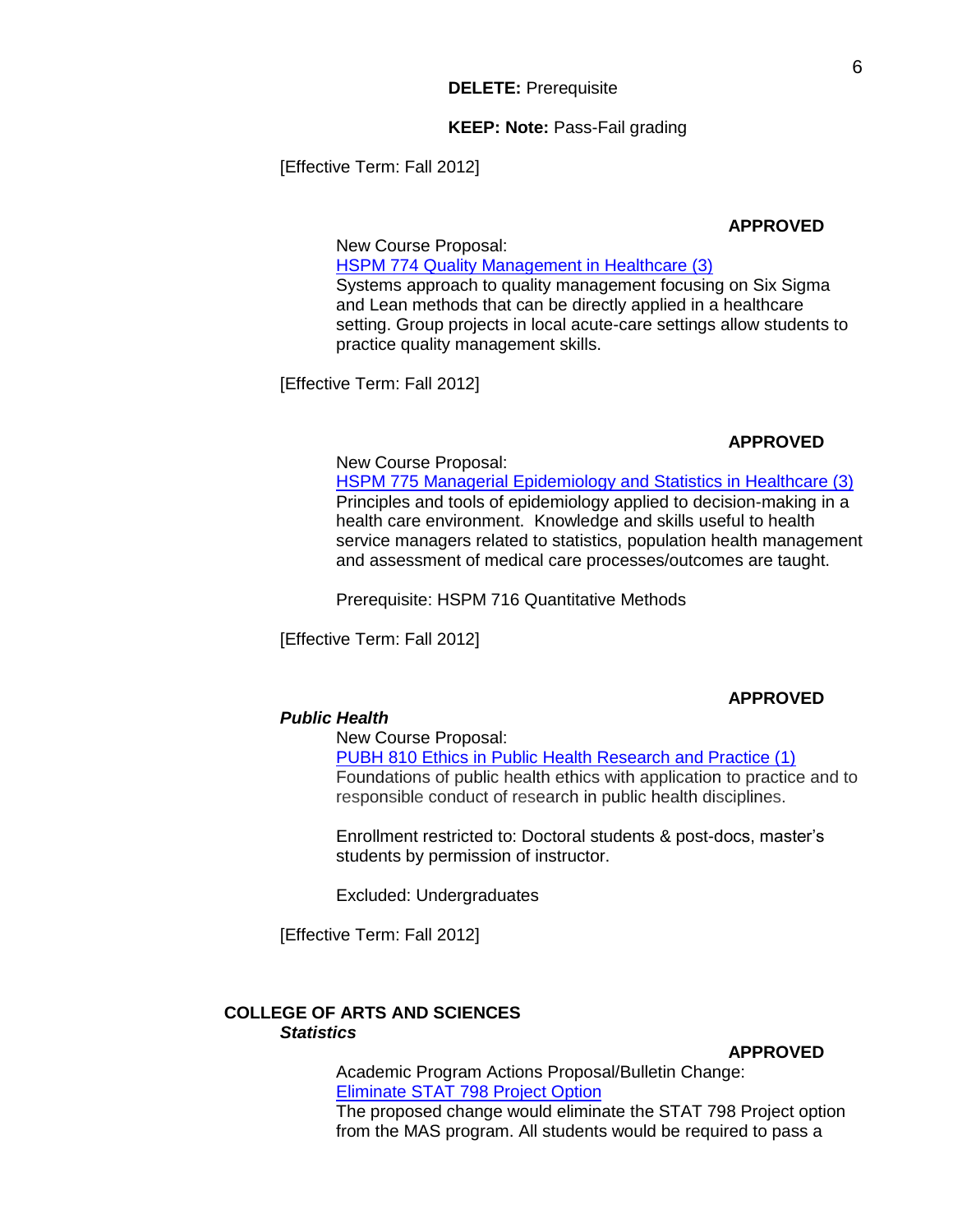**DELETE:** Prerequisite

**KEEP: Note:** Pass-Fail grading

[Effective Term: Fall 2012]

**APPROVED**

New Course Proposal:
HSPM 774 Quality Management in Healthcare (3)
Systems approach to quality management focusing on Six Sigma and Lean methods that can be directly applied in a healthcare setting. Group projects in local acute-care settings allow students to practice quality management skills.

[Effective Term: Fall 2012]

**APPROVED**

New Course Proposal:
HSPM 775 Managerial Epidemiology and Statistics in Healthcare (3)
Principles and tools of epidemiology applied to decision-making in a health care environment. Knowledge and skills useful to health service managers related to statistics, population health management and assessment of medical care processes/outcomes are taught.

Prerequisite: HSPM 716 Quantitative Methods

[Effective Term: Fall 2012]

**APPROVED**

***Public Health***

New Course Proposal:
PUBH 810 Ethics in Public Health Research and Practice (1)
Foundations of public health ethics with application to practice and to responsible conduct of research in public health disciplines.

Enrollment restricted to: Doctoral students & post-docs, master's students by permission of instructor.

Excluded: Undergraduates

[Effective Term: Fall 2012]

## COLLEGE OF ARTS AND SCIENCES

***Statistics***

**APPROVED**

Academic Program Actions Proposal/Bulletin Change:
Eliminate STAT 798 Project Option
The proposed change would eliminate the STAT 798 Project option from the MAS program. All students would be required to pass a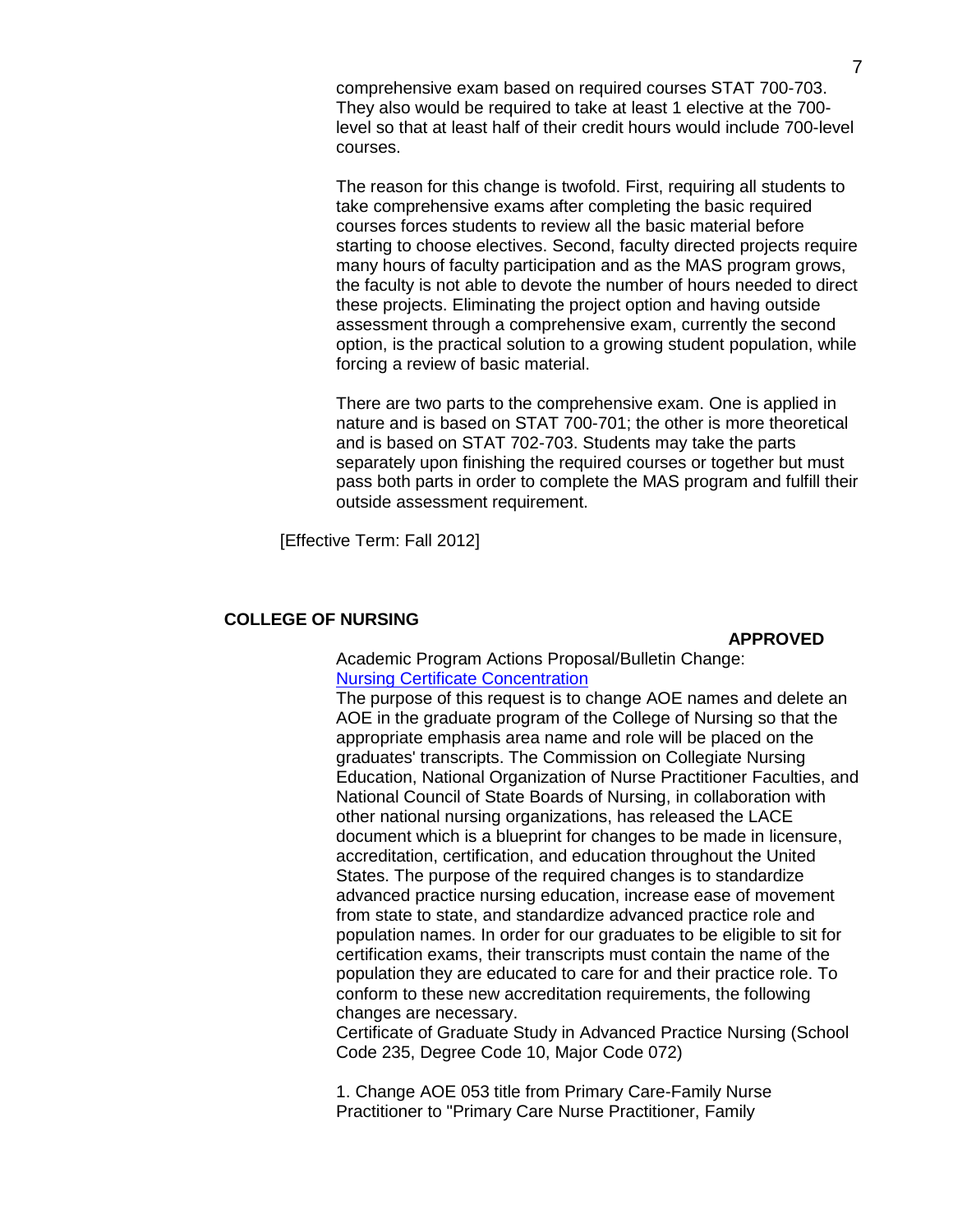comprehensive exam based on required courses STAT 700-703. They also would be required to take at least 1 elective at the 700-level so that at least half of their credit hours would include 700-level courses.

The reason for this change is twofold. First, requiring all students to take comprehensive exams after completing the basic required courses forces students to review all the basic material before starting to choose electives. Second, faculty directed projects require many hours of faculty participation and as the MAS program grows, the faculty is not able to devote the number of hours needed to direct these projects. Eliminating the project option and having outside assessment through a comprehensive exam, currently the second option, is the practical solution to a growing student population, while forcing a review of basic material.

There are two parts to the comprehensive exam. One is applied in nature and is based on STAT 700-701; the other is more theoretical and is based on STAT 702-703. Students may take the parts separately upon finishing the required courses or together but must pass both parts in order to complete the MAS program and fulfill their outside assessment requirement.

[Effective Term: Fall 2012]

**COLLEGE OF NURSING**

**APPROVED**

Academic Program Actions Proposal/Bulletin Change: Nursing Certificate Concentration

The purpose of this request is to change AOE names and delete an AOE in the graduate program of the College of Nursing so that the appropriate emphasis area name and role will be placed on the graduates' transcripts. The Commission on Collegiate Nursing Education, National Organization of Nurse Practitioner Faculties, and National Council of State Boards of Nursing, in collaboration with other national nursing organizations, has released the LACE document which is a blueprint for changes to be made in licensure, accreditation, certification, and education throughout the United States. The purpose of the required changes is to standardize advanced practice nursing education, increase ease of movement from state to state, and standardize advanced practice role and population names. In order for our graduates to be eligible to sit for certification exams, their transcripts must contain the name of the population they are educated to care for and their practice role. To conform to these new accreditation requirements, the following changes are necessary.

Certificate of Graduate Study in Advanced Practice Nursing (School Code 235, Degree Code 10, Major Code 072)

1. Change AOE 053 title from Primary Care-Family Nurse Practitioner to "Primary Care Nurse Practitioner, Family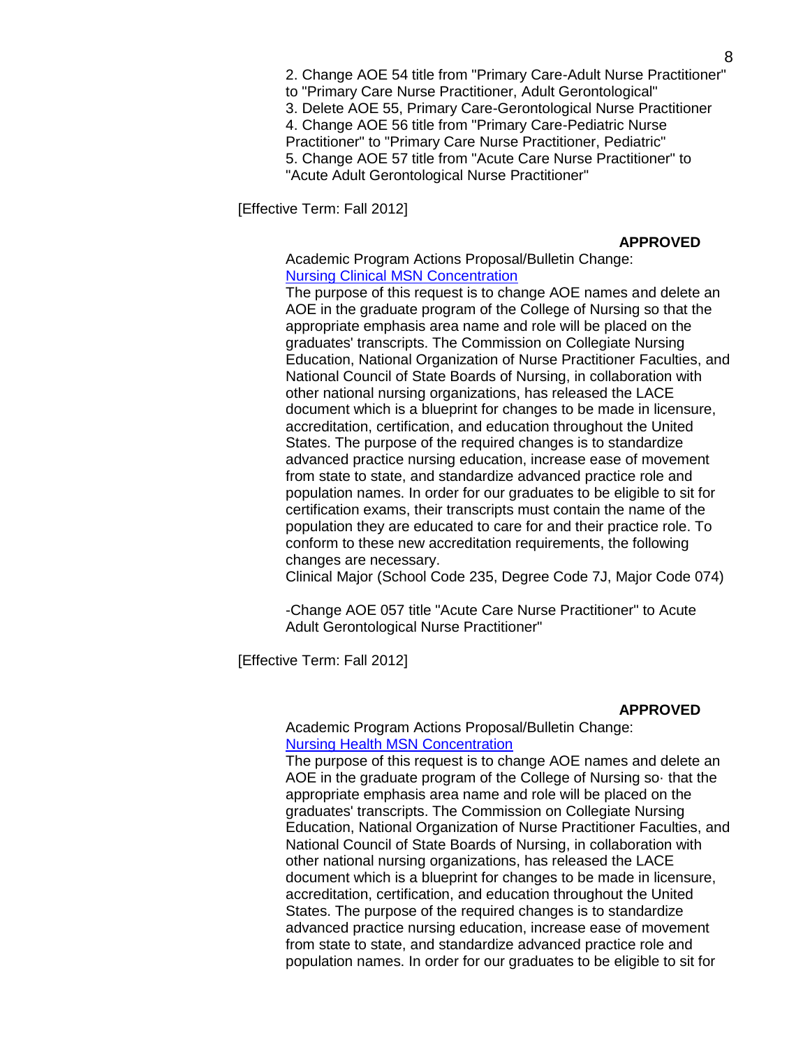2. Change AOE 54 title from "Primary Care-Adult Nurse Practitioner" to "Primary Care Nurse Practitioner, Adult Gerontological"
3. Delete AOE 55, Primary Care-Gerontological Nurse Practitioner
4. Change AOE 56 title from "Primary Care-Pediatric Nurse Practitioner" to "Primary Care Nurse Practitioner, Pediatric"
5. Change AOE 57 title from "Acute Care Nurse Practitioner" to "Acute Adult Gerontological Nurse Practitioner"

[Effective Term: Fall 2012]

**APPROVED**

Academic Program Actions Proposal/Bulletin Change:
Nursing Clinical MSN Concentration

The purpose of this request is to change AOE names and delete an AOE in the graduate program of the College of Nursing so that the appropriate emphasis area name and role will be placed on the graduates' transcripts. The Commission on Collegiate Nursing Education, National Organization of Nurse Practitioner Faculties, and National Council of State Boards of Nursing, in collaboration with other national nursing organizations, has released the LACE document which is a blueprint for changes to be made in licensure, accreditation, certification, and education throughout the United States. The purpose of the required changes is to standardize advanced practice nursing education, increase ease of movement from state to state, and standardize advanced practice role and population names. In order for our graduates to be eligible to sit for certification exams, their transcripts must contain the name of the population they are educated to care for and their practice role. To conform to these new accreditation requirements, the following changes are necessary.

Clinical Major (School Code 235, Degree Code 7J, Major Code 074)

-Change AOE 057 title "Acute Care Nurse Practitioner" to Acute Adult Gerontological Nurse Practitioner"

[Effective Term: Fall 2012]

**APPROVED**

Academic Program Actions Proposal/Bulletin Change:
Nursing Health MSN Concentration

The purpose of this request is to change AOE names and delete an AOE in the graduate program of the College of Nursing so· that the appropriate emphasis area name and role will be placed on the graduates' transcripts. The Commission on Collegiate Nursing Education, National Organization of Nurse Practitioner Faculties, and National Council of State Boards of Nursing, in collaboration with other national nursing organizations, has released the LACE document which is a blueprint for changes to be made in licensure, accreditation, certification, and education throughout the United States. The purpose of the required changes is to standardize advanced practice nursing education, increase ease of movement from state to state, and standardize advanced practice role and population names. In order for our graduates to be eligible to sit for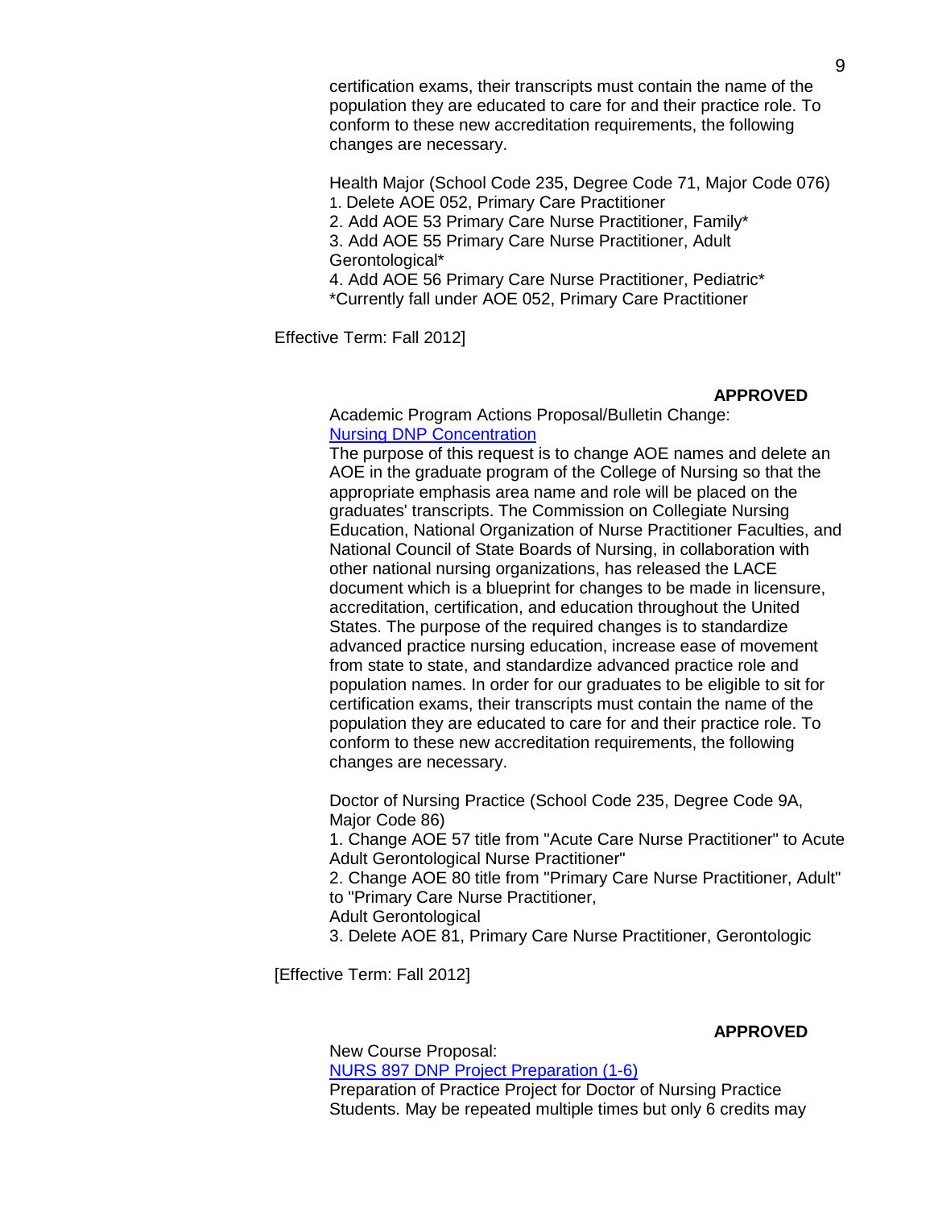certification exams, their transcripts must contain the name of the population they are educated to care for and their practice role. To conform to these new accreditation requirements, the following changes are necessary.

Health Major (School Code 235, Degree Code 71, Major Code 076)
1. Delete AOE 052, Primary Care Practitioner
2. Add AOE 53 Primary Care Nurse Practitioner, Family*
3. Add AOE 55 Primary Care Nurse Practitioner, Adult Gerontological*
4. Add AOE 56 Primary Care Nurse Practitioner, Pediatric*
*Currently fall under AOE 052, Primary Care Practitioner

Effective Term: Fall 2012]

**APPROVED**

Academic Program Actions Proposal/Bulletin Change:
Nursing DNP Concentration
The purpose of this request is to change AOE names and delete an AOE in the graduate program of the College of Nursing so that the appropriate emphasis area name and role will be placed on the graduates' transcripts. The Commission on Collegiate Nursing Education, National Organization of Nurse Practitioner Faculties, and National Council of State Boards of Nursing, in collaboration with other national nursing organizations, has released the LACE document which is a blueprint for changes to be made in licensure, accreditation, certification, and education throughout the United States. The purpose of the required changes is to standardize advanced practice nursing education, increase ease of movement from state to state, and standardize advanced practice role and population names. In order for our graduates to be eligible to sit for certification exams, their transcripts must contain the name of the population they are educated to care for and their practice role. To conform to these new accreditation requirements, the following changes are necessary.

Doctor of Nursing Practice (School Code 235, Degree Code 9A, Major Code 86)
1. Change AOE 57 title from "Acute Care Nurse Practitioner" to Acute Adult Gerontological Nurse Practitioner"
2. Change AOE 80 title from "Primary Care Nurse Practitioner, Adult" to "Primary Care Nurse Practitioner,
Adult Gerontological
3. Delete AOE 81, Primary Care Nurse Practitioner, Gerontologic

[Effective Term: Fall 2012]

**APPROVED**

New Course Proposal:
NURS 897 DNP Project Preparation (1-6)
Preparation of Practice Project for Doctor of Nursing Practice Students. May be repeated multiple times but only 6 credits may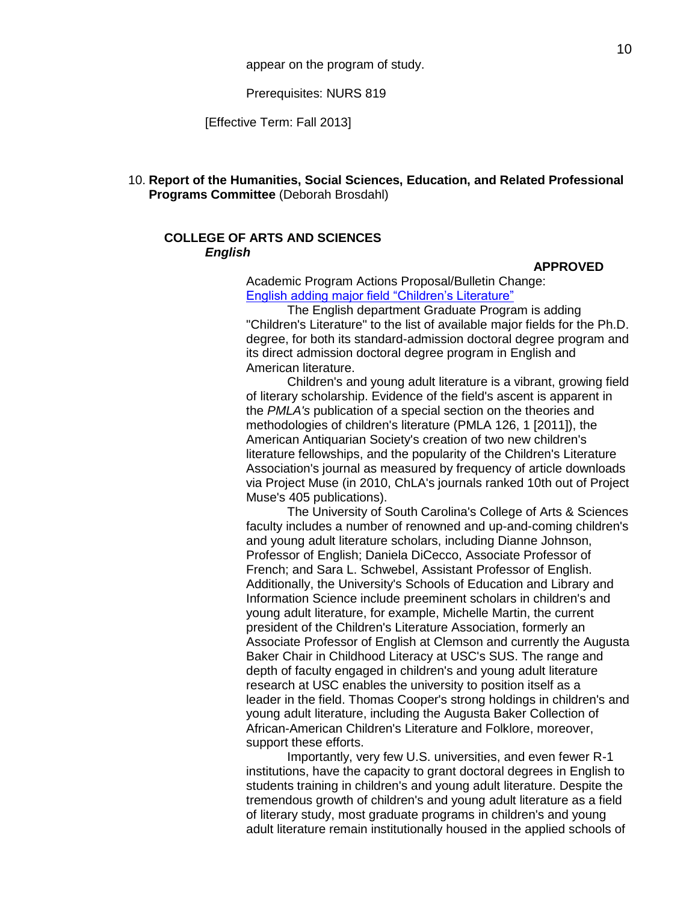appear on the program of study.

Prerequisites: NURS 819

[Effective Term: Fall 2013]

10. **Report of the Humanities, Social Sciences, Education, and Related Professional Programs Committee** (Deborah Brosdahl)

**COLLEGE OF ARTS AND SCIENCES**
***English***

**APPROVED**

Academic Program Actions Proposal/Bulletin Change:
English adding major field "Children's Literature"

The English department Graduate Program is adding "Children's Literature" to the list of available major fields for the Ph.D. degree, for both its standard-admission doctoral degree program and its direct admission doctoral degree program in English and American literature.

Children's and young adult literature is a vibrant, growing field of literary scholarship. Evidence of the field's ascent is apparent in the *PMLA's* publication of a special section on the theories and methodologies of children's literature (PMLA 126, 1 [2011]), the American Antiquarian Society's creation of two new children's literature fellowships, and the popularity of the Children's Literature Association's journal as measured by frequency of article downloads via Project Muse (in 2010, ChLA's journals ranked 10th out of Project Muse's 405 publications).

The University of South Carolina's College of Arts & Sciences faculty includes a number of renowned and up-and-coming children's and young adult literature scholars, including Dianne Johnson, Professor of English; Daniela DiCecco, Associate Professor of French; and Sara L. Schwebel, Assistant Professor of English. Additionally, the University's Schools of Education and Library and Information Science include preeminent scholars in children's and young adult literature, for example, Michelle Martin, the current president of the Children's Literature Association, formerly an Associate Professor of English at Clemson and currently the Augusta Baker Chair in Childhood Literacy at USC's SUS. The range and depth of faculty engaged in children's and young adult literature research at USC enables the university to position itself as a leader in the field. Thomas Cooper's strong holdings in children's and young adult literature, including the Augusta Baker Collection of African-American Children's Literature and Folklore, moreover, support these efforts.

Importantly, very few U.S. universities, and even fewer R-1 institutions, have the capacity to grant doctoral degrees in English to students training in children's and young adult literature. Despite the tremendous growth of children's and young adult literature as a field of literary study, most graduate programs in children's and young adult literature remain institutionally housed in the applied schools of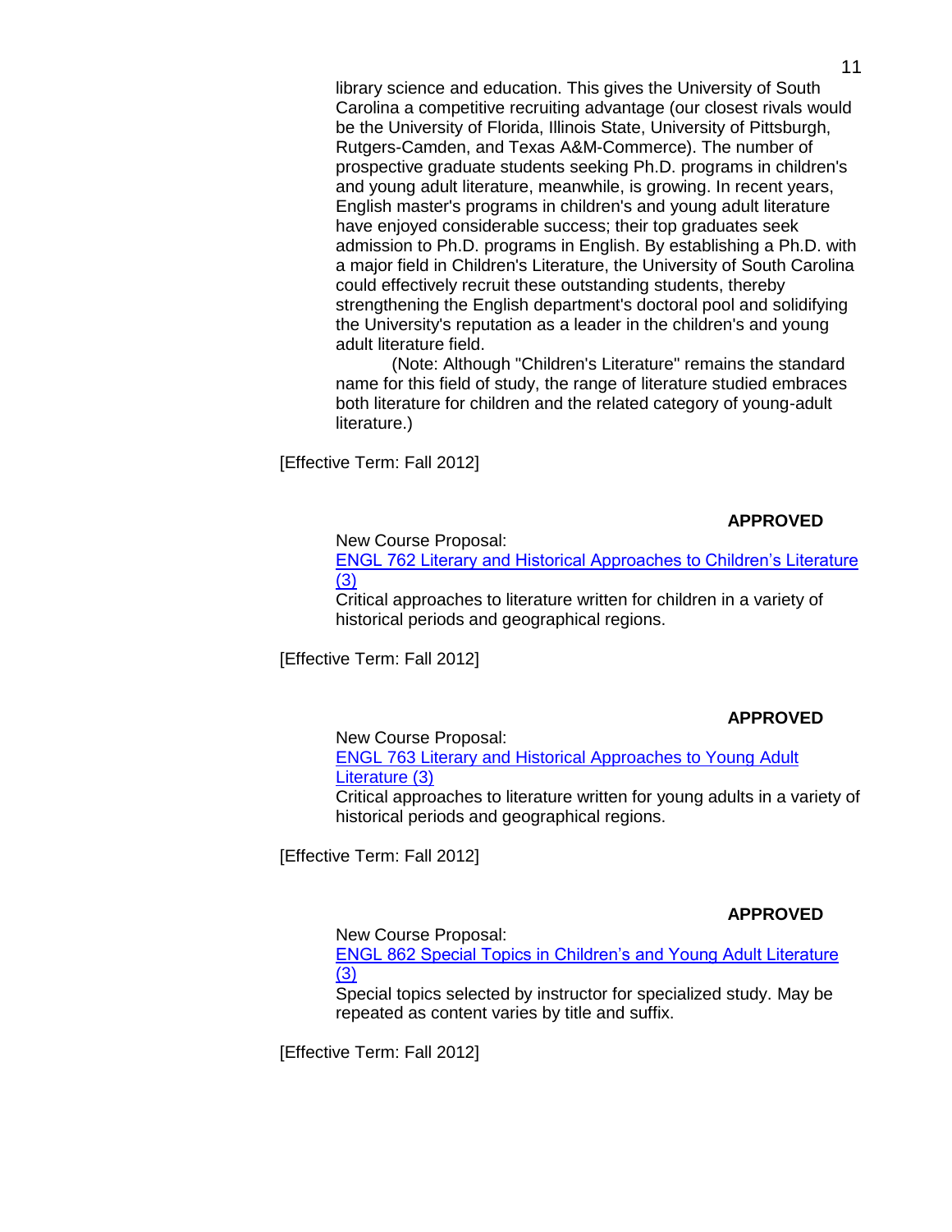library science and education. This gives the University of South Carolina a competitive recruiting advantage (our closest rivals would be the University of Florida, Illinois State, University of Pittsburgh, Rutgers-Camden, and Texas A&M-Commerce). The number of prospective graduate students seeking Ph.D. programs in children's and young adult literature, meanwhile, is growing. In recent years, English master's programs in children's and young adult literature have enjoyed considerable success; their top graduates seek admission to Ph.D. programs in English. By establishing a Ph.D. with a major field in Children's Literature, the University of South Carolina could effectively recruit these outstanding students, thereby strengthening the English department's doctoral pool and solidifying the University's reputation as a leader in the children's and young adult literature field.

(Note: Although "Children's Literature" remains the standard name for this field of study, the range of literature studied embraces both literature for children and the related category of young-adult literature.)

[Effective Term: Fall 2012]

**APPROVED**

New Course Proposal:
ENGL 762 Literary and Historical Approaches to Children's Literature (3)
Critical approaches to literature written for children in a variety of historical periods and geographical regions.

[Effective Term: Fall 2012]

**APPROVED**

New Course Proposal:
ENGL 763 Literary and Historical Approaches to Young Adult Literature (3)
Critical approaches to literature written for young adults in a variety of historical periods and geographical regions.

[Effective Term: Fall 2012]

**APPROVED**

New Course Proposal:
ENGL 862 Special Topics in Children's and Young Adult Literature (3)
Special topics selected by instructor for specialized study. May be repeated as content varies by title and suffix.

[Effective Term: Fall 2012]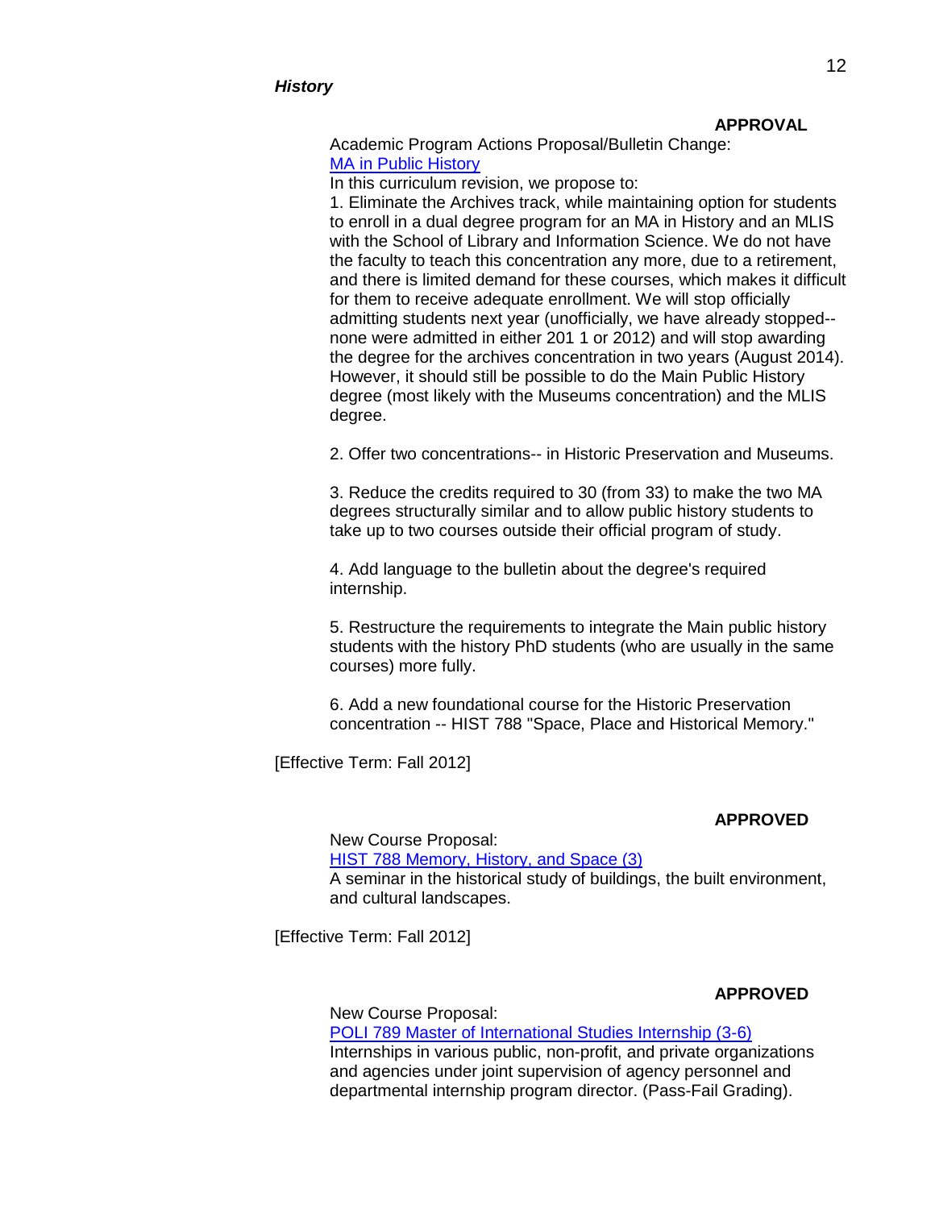***History***

**APPROVAL**

Academic Program Actions Proposal/Bulletin Change:
[MA in Public History]

In this curriculum revision, we propose to:

1. Eliminate the Archives track, while maintaining option for students to enroll in a dual degree program for an MA in History and an MLIS with the School of Library and Information Science. We do not have the faculty to teach this concentration any more, due to a retirement, and there is limited demand for these courses, which makes it difficult for them to receive adequate enrollment. We will stop officially admitting students next year (unofficially, we have already stopped-- none were admitted in either 201 1 or 2012) and will stop awarding the degree for the archives concentration in two years (August 2014). However, it should still be possible to do the Main Public History degree (most likely with the Museums concentration) and the MLIS degree.

2. Offer two concentrations-- in Historic Preservation and Museums.

3. Reduce the credits required to 30 (from 33) to make the two MA degrees structurally similar and to allow public history students to take up to two courses outside their official program of study.

4. Add language to the bulletin about the degree's required internship.

5. Restructure the requirements to integrate the Main public history students with the history PhD students (who are usually in the same courses) more fully.

6. Add a new foundational course for the Historic Preservation concentration -- HIST 788 "Space, Place and Historical Memory."

[Effective Term: Fall 2012]

**APPROVED**

New Course Proposal:
[HIST 788 Memory, History, and Space (3)]
A seminar in the historical study of buildings, the built environment, and cultural landscapes.

[Effective Term: Fall 2012]

**APPROVED**

New Course Proposal:
[POLI 789 Master of International Studies Internship (3-6)]
Internships in various public, non-profit, and private organizations and agencies under joint supervision of agency personnel and departmental internship program director. (Pass-Fail Grading).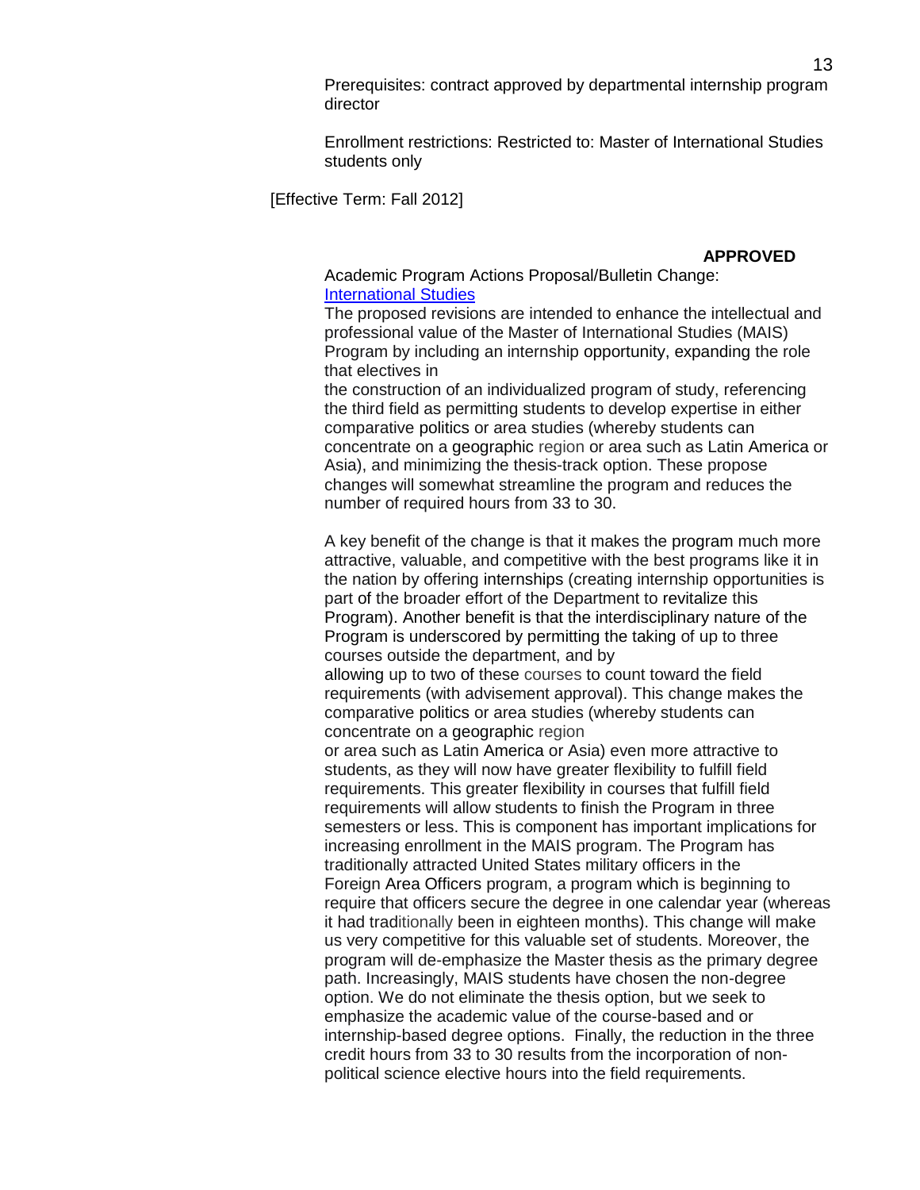Prerequisites: contract approved by departmental internship program director

Enrollment restrictions: Restricted to: Master of International Studies students only

[Effective Term: Fall 2012]

**APPROVED**

Academic Program Actions Proposal/Bulletin Change: International Studies

The proposed revisions are intended to enhance the intellectual and professional value of the Master of International Studies (MAIS) Program by including an internship opportunity, expanding the role that electives in the construction of an individualized program of study, referencing the third field as permitting students to develop expertise in either comparative politics or area studies (whereby students can concentrate on a geographic region or area such as Latin America or Asia), and minimizing the thesis-track option. These propose changes will somewhat streamline the program and reduces the number of required hours from 33 to 30.

A key benefit of the change is that it makes the program much more attractive, valuable, and competitive with the best programs like it in the nation by offering internships (creating internship opportunities is part of the broader effort of the Department to revitalize this Program). Another benefit is that the interdisciplinary nature of the Program is underscored by permitting the taking of up to three courses outside the department, and by allowing up to two of these courses to count toward the field requirements (with advisement approval). This change makes the comparative politics or area studies (whereby students can concentrate on a geographic region or area such as Latin America or Asia) even more attractive to students, as they will now have greater flexibility to fulfill field requirements. This greater flexibility in courses that fulfill field requirements will allow students to finish the Program in three semesters or less. This is component has important implications for increasing enrollment in the MAIS program. The Program has traditionally attracted United States military officers in the Foreign Area Officers program, a program which is beginning to require that officers secure the degree in one calendar year (whereas it had traditionally been in eighteen months). This change will make us very competitive for this valuable set of students. Moreover, the program will de-emphasize the Master thesis as the primary degree path. Increasingly, MAIS students have chosen the non-degree option. We do not eliminate the thesis option, but we seek to emphasize the academic value of the course-based and or internship-based degree options. Finally, the reduction in the three credit hours from 33 to 30 results from the incorporation of non-political science elective hours into the field requirements.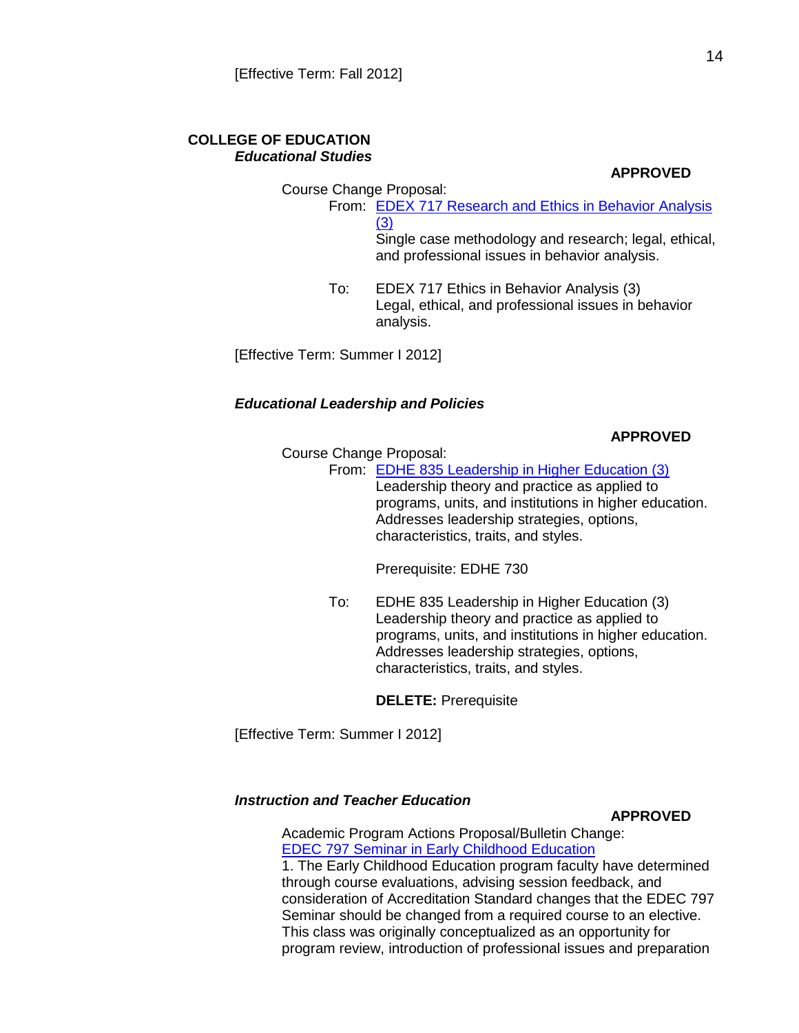[Effective Term: Fall 2012]

**COLLEGE OF EDUCATION**

***Educational Studies***

**APPROVED**

Course Change Proposal:

From: [EDEX 717 Research and Ethics in Behavior Analysis (3)]
Single case methodology and research; legal, ethical, and professional issues in behavior analysis.

To: EDEX 717 Ethics in Behavior Analysis (3)
Legal, ethical, and professional issues in behavior analysis.

[Effective Term: Summer I 2012]

***Educational Leadership and Policies***

**APPROVED**

Course Change Proposal:

From: [EDHE 835 Leadership in Higher Education (3)]
Leadership theory and practice as applied to programs, units, and institutions in higher education. Addresses leadership strategies, options, characteristics, traits, and styles.

Prerequisite: EDHE 730

To: EDHE 835 Leadership in Higher Education (3)
Leadership theory and practice as applied to programs, units, and institutions in higher education. Addresses leadership strategies, options, characteristics, traits, and styles.

**DELETE:** Prerequisite

[Effective Term: Summer I 2012]

***Instruction and Teacher Education***

**APPROVED**

Academic Program Actions Proposal/Bulletin Change:
[EDEC 797 Seminar in Early Childhood Education]
1. The Early Childhood Education program faculty have determined through course evaluations, advising session feedback, and consideration of Accreditation Standard changes that the EDEC 797 Seminar should be changed from a required course to an elective. This class was originally conceptualized as an opportunity for program review, introduction of professional issues and preparation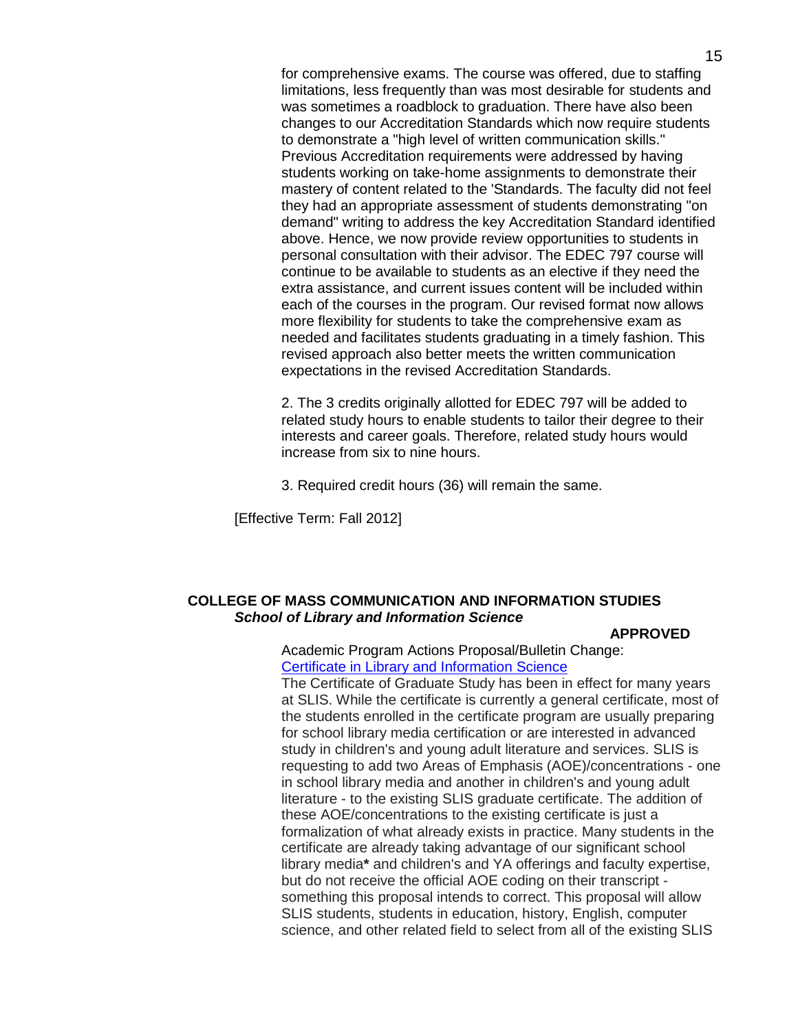for comprehensive exams. The course was offered, due to staffing limitations, less frequently than was most desirable for students and was sometimes a roadblock to graduation. There have also been changes to our Accreditation Standards which now require students to demonstrate a "high level of written communication skills." Previous Accreditation requirements were addressed by having students working on take-home assignments to demonstrate their mastery of content related to the 'Standards. The faculty did not feel they had an appropriate assessment of students demonstrating "on demand" writing to address the key Accreditation Standard identified above. Hence, we now provide review opportunities to students in personal consultation with their advisor. The EDEC 797 course will continue to be available to students as an elective if they need the extra assistance, and current issues content will be included within each of the courses in the program. Our revised format now allows more flexibility for students to take the comprehensive exam as needed and facilitates students graduating in a timely fashion. This revised approach also better meets the written communication expectations in the revised Accreditation Standards.

2. The 3 credits originally allotted for EDEC 797 will be added to related study hours to enable students to tailor their degree to their interests and career goals. Therefore, related study hours would increase from six to nine hours.

3. Required credit hours (36) will remain the same.

[Effective Term: Fall 2012]

**COLLEGE OF MASS COMMUNICATION AND INFORMATION STUDIES**
***School of Library and Information Science***

**APPROVED**

Academic Program Actions Proposal/Bulletin Change:
Certificate in Library and Information Science

The Certificate of Graduate Study has been in effect for many years at SLIS. While the certificate is currently a general certificate, most of the students enrolled in the certificate program are usually preparing for school library media certification or are interested in advanced study in children's and young adult literature and services. SLIS is requesting to add two Areas of Emphasis (AOE)/concentrations - one in school library media and another in children's and young adult literature - to the existing SLIS graduate certificate. The addition of these AOE/concentrations to the existing certificate is just a formalization of what already exists in practice. Many students in the certificate are already taking advantage of our significant school library media**\*** and children's and YA offerings and faculty expertise, but do not receive the official AOE coding on their transcript - something this proposal intends to correct. This proposal will allow SLIS students, students in education, history, English, computer science, and other related field to select from all of the existing SLIS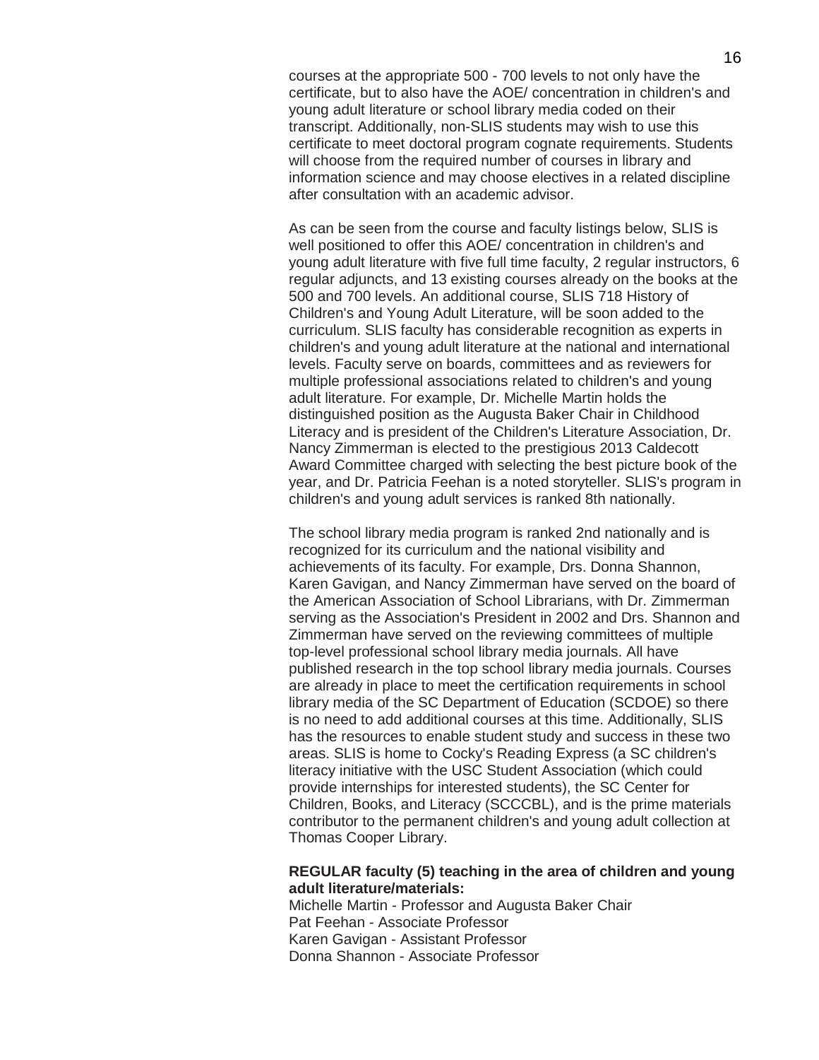courses at the appropriate 500 - 700 levels to not only have the certificate, but to also have the AOE/ concentration in children's and young adult literature or school library media coded on their transcript. Additionally, non-SLIS students may wish to use this certificate to meet doctoral program cognate requirements. Students will choose from the required number of courses in library and information science and may choose electives in a related discipline after consultation with an academic advisor.

As can be seen from the course and faculty listings below, SLIS is well positioned to offer this AOE/ concentration in children's and young adult literature with five full time faculty, 2 regular instructors, 6 regular adjuncts, and 13 existing courses already on the books at the 500 and 700 levels. An additional course, SLIS 718 History of Children's and Young Adult Literature, will be soon added to the curriculum. SLIS faculty has considerable recognition as experts in children's and young adult literature at the national and international levels. Faculty serve on boards, committees and as reviewers for multiple professional associations related to children's and young adult literature. For example, Dr. Michelle Martin holds the distinguished position as the Augusta Baker Chair in Childhood Literacy and is president of the Children's Literature Association, Dr. Nancy Zimmerman is elected to the prestigious 2013 Caldecott Award Committee charged with selecting the best picture book of the year, and Dr. Patricia Feehan is a noted storyteller. SLIS's program in children's and young adult services is ranked 8th nationally.

The school library media program is ranked 2nd nationally and is recognized for its curriculum and the national visibility and achievements of its faculty. For example, Drs. Donna Shannon, Karen Gavigan, and Nancy Zimmerman have served on the board of the American Association of School Librarians, with Dr. Zimmerman serving as the Association's President in 2002 and Drs. Shannon and Zimmerman have served on the reviewing committees of multiple top-level professional school library media journals. All have published research in the top school library media journals. Courses are already in place to meet the certification requirements in school library media of the SC Department of Education (SCDOE) so there is no need to add additional courses at this time. Additionally, SLIS has the resources to enable student study and success in these two areas. SLIS is home to Cocky's Reading Express (a SC children's literacy initiative with the USC Student Association (which could provide internships for interested students), the SC Center for Children, Books, and Literacy (SCCCBL), and is the prime materials contributor to the permanent children's and young adult collection at Thomas Cooper Library.

**REGULAR faculty (5) teaching in the area of children and young adult literature/materials:**

Michelle Martin - Professor and Augusta Baker Chair
Pat Feehan - Associate Professor
Karen Gavigan - Assistant Professor
Donna Shannon - Associate Professor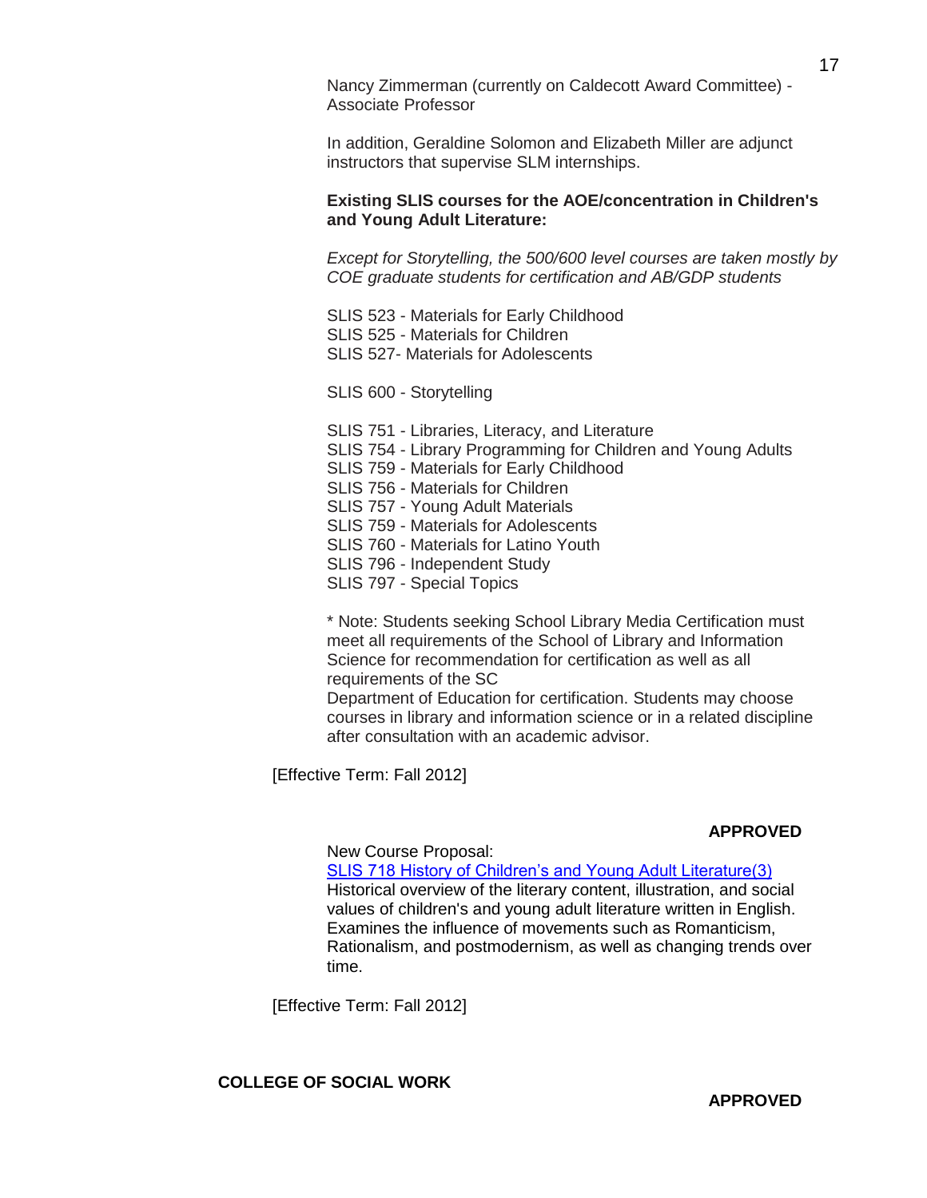Nancy Zimmerman (currently on Caldecott Award Committee) - Associate Professor

In addition, Geraldine Solomon and Elizabeth Miller are adjunct instructors that supervise SLM internships.

**Existing SLIS courses for the AOE/concentration in Children's and Young Adult Literature:**

*Except for Storytelling, the 500/600 level courses are taken mostly by COE graduate students for certification and AB/GDP students*

SLIS 523 - Materials for Early Childhood
SLIS 525 - Materials for Children
SLIS 527- Materials for Adolescents

SLIS 600 - Storytelling

SLIS 751 - Libraries, Literacy, and Literature
SLIS 754 - Library Programming for Children and Young Adults
SLIS 759 - Materials for Early Childhood
SLIS 756 - Materials for Children
SLIS 757 - Young Adult Materials
SLIS 759 - Materials for Adolescents
SLIS 760 - Materials for Latino Youth
SLIS 796 - Independent Study
SLIS 797 - Special Topics

* Note: Students seeking School Library Media Certification must meet all requirements of the School of Library and Information Science for recommendation for certification as well as all requirements of the SC
Department of Education for certification. Students may choose courses in library and information science or in a related discipline after consultation with an academic advisor.

[Effective Term: Fall 2012]

**APPROVED**

New Course Proposal:
SLIS 718 History of Children's and Young Adult Literature(3)
Historical overview of the literary content, illustration, and social values of children's and young adult literature written in English. Examines the influence of movements such as Romanticism, Rationalism, and postmodernism, as well as changing trends over time.

[Effective Term: Fall 2012]

**COLLEGE OF SOCIAL WORK**

**APPROVED**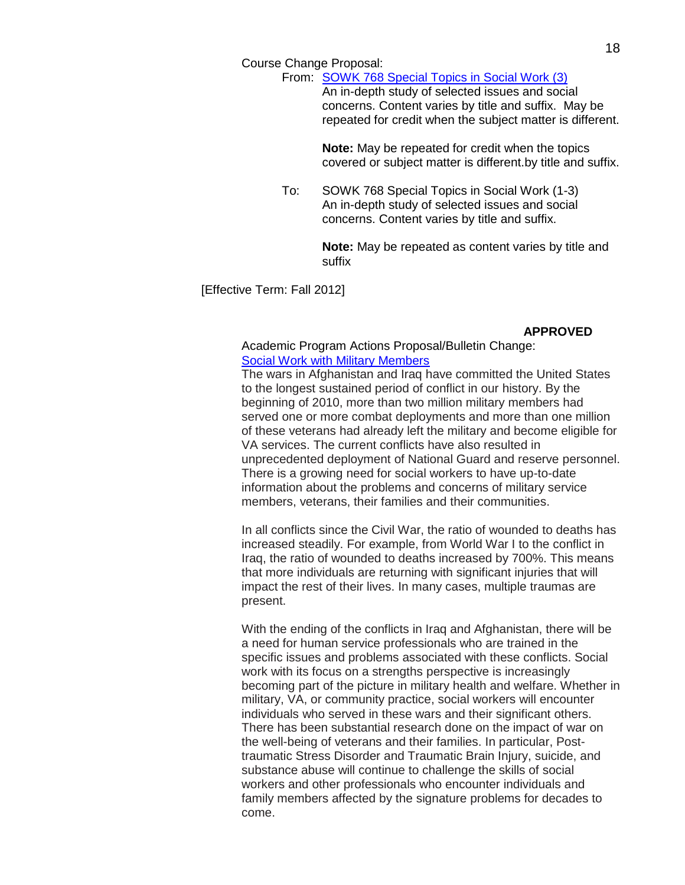Course Change Proposal:

From: [SOWK 768 Special Topics in Social Work (3)]
An in-depth study of selected issues and social concerns. Content varies by title and suffix. May be repeated for credit when the subject matter is different.

**Note:** May be repeated for credit when the topics covered or subject matter is different.by title and suffix.

To: SOWK 768 Special Topics in Social Work (1-3)
An in-depth study of selected issues and social concerns. Content varies by title and suffix.

**Note:** May be repeated as content varies by title and suffix

[Effective Term: Fall 2012]

**APPROVED**

Academic Program Actions Proposal/Bulletin Change:
[Social Work with Military Members]

The wars in Afghanistan and Iraq have committed the United States to the longest sustained period of conflict in our history. By the beginning of 2010, more than two million military members had served one or more combat deployments and more than one million of these veterans had already left the military and become eligible for VA services. The current conflicts have also resulted in unprecedented deployment of National Guard and reserve personnel. There is a growing need for social workers to have up-to-date information about the problems and concerns of military service members, veterans, their families and their communities.

In all conflicts since the Civil War, the ratio of wounded to deaths has increased steadily. For example, from World War I to the conflict in Iraq, the ratio of wounded to deaths increased by 700%. This means that more individuals are returning with significant injuries that will impact the rest of their lives. In many cases, multiple traumas are present.

With the ending of the conflicts in Iraq and Afghanistan, there will be a need for human service professionals who are trained in the specific issues and problems associated with these conflicts. Social work with its focus on a strengths perspective is increasingly becoming part of the picture in military health and welfare. Whether in military, VA, or community practice, social workers will encounter individuals who served in these wars and their significant others. There has been substantial research done on the impact of war on the well-being of veterans and their families. In particular, Post-traumatic Stress Disorder and Traumatic Brain Injury, suicide, and substance abuse will continue to challenge the skills of social workers and other professionals who encounter individuals and family members affected by the signature problems for decades to come.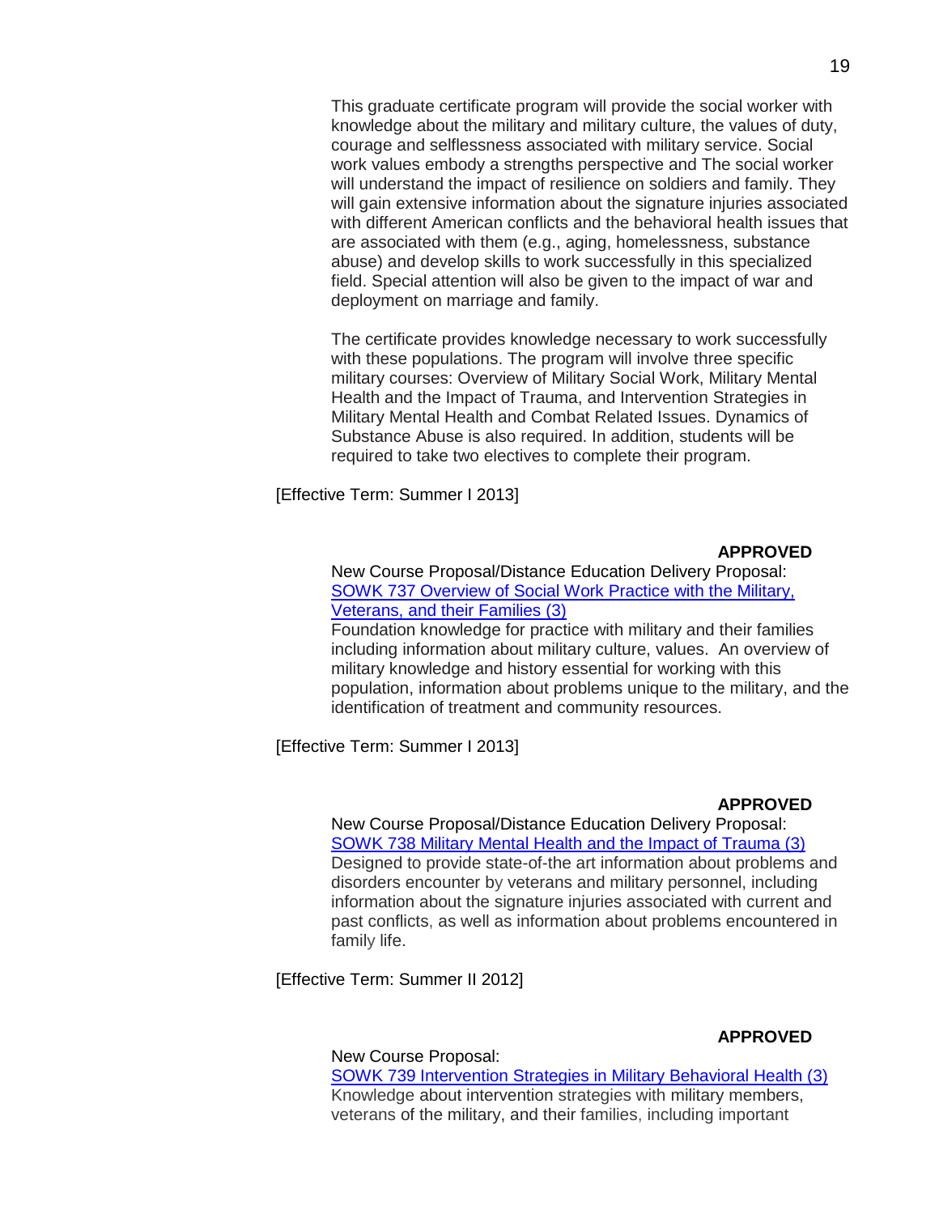This graduate certificate program will provide the social worker with knowledge about the military and military culture, the values of duty, courage and selflessness associated with military service. Social work values embody a strengths perspective and The social worker will understand the impact of resilience on soldiers and family. They will gain extensive information about the signature injuries associated with different American conflicts and the behavioral health issues that are associated with them (e.g., aging, homelessness, substance abuse) and develop skills to work successfully in this specialized field. Special attention will also be given to the impact of war and deployment on marriage and family.

The certificate provides knowledge necessary to work successfully with these populations. The program will involve three specific military courses: Overview of Military Social Work, Military Mental Health and the Impact of Trauma, and Intervention Strategies in Military Mental Health and Combat Related Issues. Dynamics of Substance Abuse is also required. In addition, students will be required to take two electives to complete their program.

[Effective Term: Summer I 2013]

**APPROVED**

New Course Proposal/Distance Education Delivery Proposal:
SOWK 737 Overview of Social Work Practice with the Military, Veterans, and their Families (3)
Foundation knowledge for practice with military and their families including information about military culture, values. An overview of military knowledge and history essential for working with this population, information about problems unique to the military, and the identification of treatment and community resources.

[Effective Term: Summer I 2013]

**APPROVED**

New Course Proposal/Distance Education Delivery Proposal:
SOWK 738 Military Mental Health and the Impact of Trauma (3)
Designed to provide state-of-the art information about problems and disorders encounter by veterans and military personnel, including information about the signature injuries associated with current and past conflicts, as well as information about problems encountered in family life.

[Effective Term: Summer II 2012]

**APPROVED**

New Course Proposal:
SOWK 739 Intervention Strategies in Military Behavioral Health (3)
Knowledge about intervention strategies with military members, veterans of the military, and their families, including important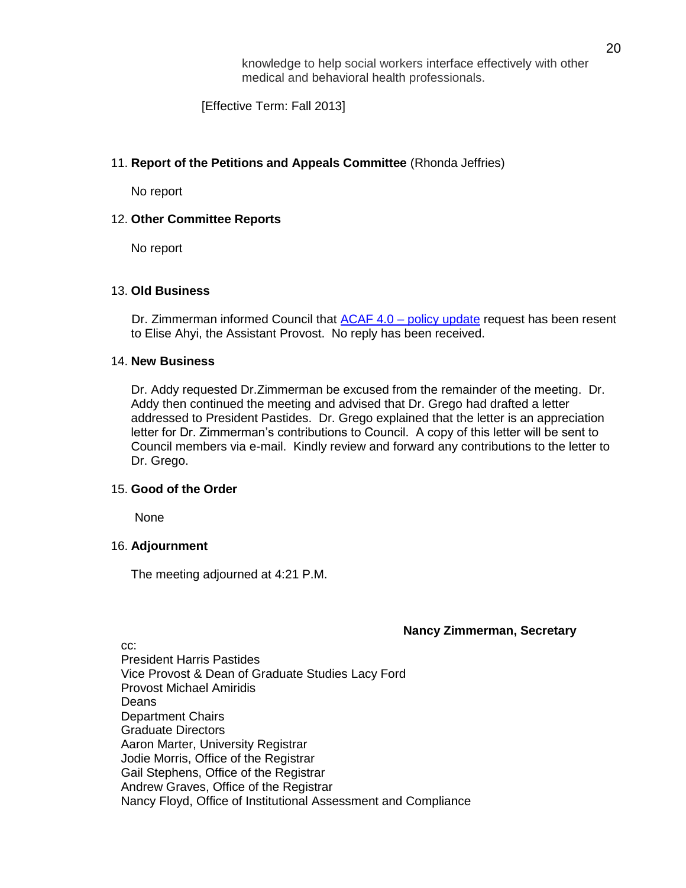knowledge to help social workers interface effectively with other medical and behavioral health professionals.

[Effective Term: Fall 2013]

11. **Report of the Petitions and Appeals Committee** (Rhonda Jeffries)

    No report

12. **Other Committee Reports**

    No report

13. **Old Business**

    Dr. Zimmerman informed Council that ACAF 4.0 – policy update request has been resent to Elise Ahyi, the Assistant Provost. No reply has been received.

14. **New Business**

    Dr. Addy requested Dr.Zimmerman be excused from the remainder of the meeting. Dr. Addy then continued the meeting and advised that Dr. Grego had drafted a letter addressed to President Pastides. Dr. Grego explained that the letter is an appreciation letter for Dr. Zimmerman's contributions to Council. A copy of this letter will be sent to Council members via e-mail. Kindly review and forward any contributions to the letter to Dr. Grego.

15. **Good of the Order**

    None

16. **Adjournment**

    The meeting adjourned at 4:21 P.M.

**Nancy Zimmerman, Secretary**

cc:
President Harris Pastides
Vice Provost & Dean of Graduate Studies Lacy Ford
Provost Michael Amiridis
Deans
Department Chairs
Graduate Directors
Aaron Marter, University Registrar
Jodie Morris, Office of the Registrar
Gail Stephens, Office of the Registrar
Andrew Graves, Office of the Registrar
Nancy Floyd, Office of Institutional Assessment and Compliance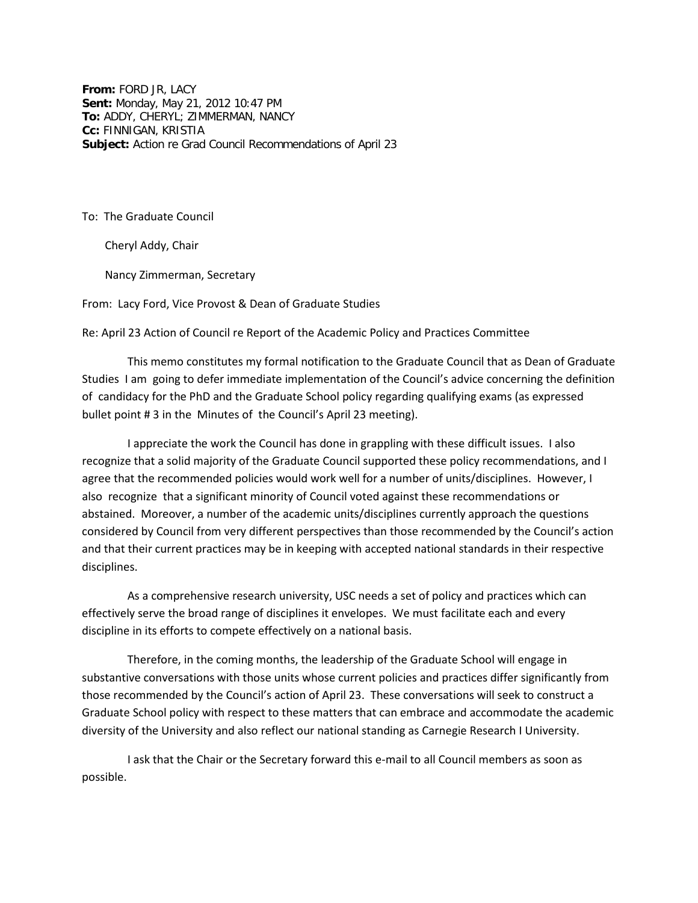**From:** FORD JR, LACY
**Sent:** Monday, May 21, 2012 10:47 PM
**To:** ADDY, CHERYL; ZIMMERMAN, NANCY
**Cc:** FINNIGAN, KRISTIA
**Subject:** Action re Grad Council Recommendations of April 23

To: The Graduate Council

Cheryl Addy, Chair

Nancy Zimmerman, Secretary

From: Lacy Ford, Vice Provost & Dean of Graduate Studies

Re: April 23 Action of Council re Report of the Academic Policy and Practices Committee

This memo constitutes my formal notification to the Graduate Council that as Dean of Graduate Studies I am going to defer immediate implementation of the Council's advice concerning the definition of candidacy for the PhD and the Graduate School policy regarding qualifying exams (as expressed bullet point # 3 in the Minutes of the Council's April 23 meeting).

I appreciate the work the Council has done in grappling with these difficult issues. I also recognize that a solid majority of the Graduate Council supported these policy recommendations, and I agree that the recommended policies would work well for a number of units/disciplines. However, I also recognize that a significant minority of Council voted against these recommendations or abstained. Moreover, a number of the academic units/disciplines currently approach the questions considered by Council from very different perspectives than those recommended by the Council's action and that their current practices may be in keeping with accepted national standards in their respective disciplines.

As a comprehensive research university, USC needs a set of policy and practices which can effectively serve the broad range of disciplines it envelopes. We must facilitate each and every discipline in its efforts to compete effectively on a national basis.

Therefore, in the coming months, the leadership of the Graduate School will engage in substantive conversations with those units whose current policies and practices differ significantly from those recommended by the Council's action of April 23. These conversations will seek to construct a Graduate School policy with respect to these matters that can embrace and accommodate the academic diversity of the University and also reflect our national standing as Carnegie Research I University.

I ask that the Chair or the Secretary forward this e-mail to all Council members as soon as possible.